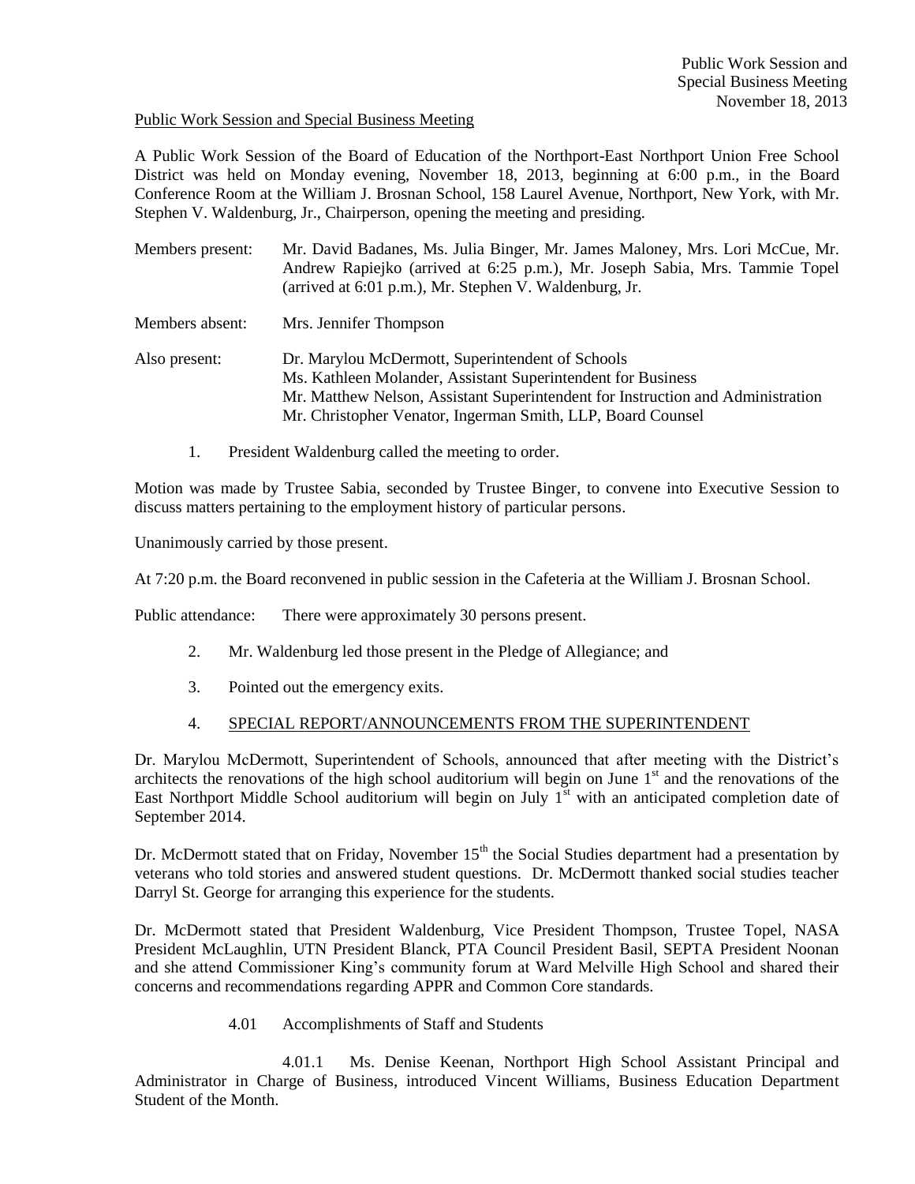Public Work Session and Special Business Meeting

A Public Work Session of the Board of Education of the Northport-East Northport Union Free School District was held on Monday evening, November 18, 2013, beginning at 6:00 p.m., in the Board Conference Room at the William J. Brosnan School, 158 Laurel Avenue, Northport, New York, with Mr. Stephen V. Waldenburg, Jr., Chairperson, opening the meeting and presiding.

Members present: Mr. David Badanes, Ms. Julia Binger, Mr. James Maloney, Mrs. Lori McCue, Mr. Andrew Rapiejko (arrived at 6:25 p.m.), Mr. Joseph Sabia, Mrs. Tammie Topel (arrived at 6:01 p.m.), Mr. Stephen V. Waldenburg, Jr.

Members absent: Mrs. Jennifer Thompson

Also present: Dr. Marylou McDermott, Superintendent of Schools
Ms. Kathleen Molander, Assistant Superintendent for Business
Mr. Matthew Nelson, Assistant Superintendent for Instruction and Administration
Mr. Christopher Venator, Ingerman Smith, LLP, Board Counsel

1. President Waldenburg called the meeting to order.

Motion was made by Trustee Sabia, seconded by Trustee Binger, to convene into Executive Session to discuss matters pertaining to the employment history of particular persons.

Unanimously carried by those present.

At 7:20 p.m. the Board reconvened in public session in the Cafeteria at the William J. Brosnan School.

Public attendance: There were approximately 30 persons present.

2. Mr. Waldenburg led those present in the Pledge of Allegiance; and

3. Pointed out the emergency exits.

4. SPECIAL REPORT/ANNOUNCEMENTS FROM THE SUPERINTENDENT

Dr. Marylou McDermott, Superintendent of Schools, announced that after meeting with the District's architects the renovations of the high school auditorium will begin on June 1st and the renovations of the East Northport Middle School auditorium will begin on July 1st with an anticipated completion date of September 2014.

Dr. McDermott stated that on Friday, November 15th the Social Studies department had a presentation by veterans who told stories and answered student questions. Dr. McDermott thanked social studies teacher Darryl St. George for arranging this experience for the students.

Dr. McDermott stated that President Waldenburg, Vice President Thompson, Trustee Topel, NASA President McLaughlin, UTN President Blanck, PTA Council President Basil, SEPTA President Noonan and she attend Commissioner King's community forum at Ward Melville High School and shared their concerns and recommendations regarding APPR and Common Core standards.

4.01 Accomplishments of Staff and Students

4.01.1 Ms. Denise Keenan, Northport High School Assistant Principal and Administrator in Charge of Business, introduced Vincent Williams, Business Education Department Student of the Month.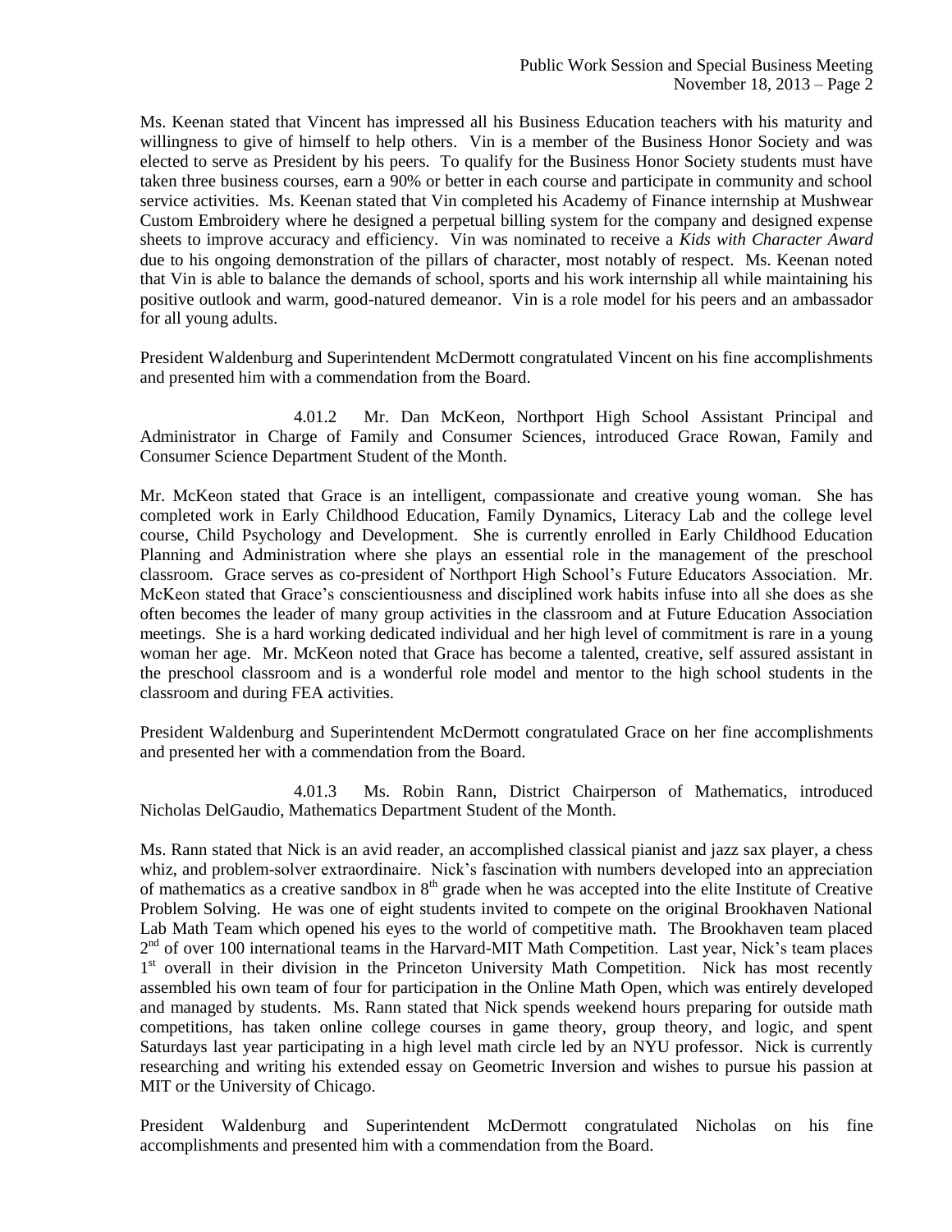Ms. Keenan stated that Vincent has impressed all his Business Education teachers with his maturity and willingness to give of himself to help others. Vin is a member of the Business Honor Society and was elected to serve as President by his peers. To qualify for the Business Honor Society students must have taken three business courses, earn a 90% or better in each course and participate in community and school service activities. Ms. Keenan stated that Vin completed his Academy of Finance internship at Mushwear Custom Embroidery where he designed a perpetual billing system for the company and designed expense sheets to improve accuracy and efficiency. Vin was nominated to receive a *Kids with Character Award* due to his ongoing demonstration of the pillars of character, most notably of respect. Ms. Keenan noted that Vin is able to balance the demands of school, sports and his work internship all while maintaining his positive outlook and warm, good-natured demeanor. Vin is a role model for his peers and an ambassador for all young adults.

President Waldenburg and Superintendent McDermott congratulated Vincent on his fine accomplishments and presented him with a commendation from the Board.

4.01.2 Mr. Dan McKeon, Northport High School Assistant Principal and Administrator in Charge of Family and Consumer Sciences, introduced Grace Rowan, Family and Consumer Science Department Student of the Month.

Mr. McKeon stated that Grace is an intelligent, compassionate and creative young woman. She has completed work in Early Childhood Education, Family Dynamics, Literacy Lab and the college level course, Child Psychology and Development. She is currently enrolled in Early Childhood Education Planning and Administration where she plays an essential role in the management of the preschool classroom. Grace serves as co-president of Northport High School's Future Educators Association. Mr. McKeon stated that Grace's conscientiousness and disciplined work habits infuse into all she does as she often becomes the leader of many group activities in the classroom and at Future Education Association meetings. She is a hard working dedicated individual and her high level of commitment is rare in a young woman her age. Mr. McKeon noted that Grace has become a talented, creative, self assured assistant in the preschool classroom and is a wonderful role model and mentor to the high school students in the classroom and during FEA activities.

President Waldenburg and Superintendent McDermott congratulated Grace on her fine accomplishments and presented her with a commendation from the Board.

4.01.3 Ms. Robin Rann, District Chairperson of Mathematics, introduced Nicholas DelGaudio, Mathematics Department Student of the Month.

Ms. Rann stated that Nick is an avid reader, an accomplished classical pianist and jazz sax player, a chess whiz, and problem-solver extraordinaire. Nick's fascination with numbers developed into an appreciation of mathematics as a creative sandbox in 8th grade when he was accepted into the elite Institute of Creative Problem Solving. He was one of eight students invited to compete on the original Brookhaven National Lab Math Team which opened his eyes to the world of competitive math. The Brookhaven team placed 2nd of over 100 international teams in the Harvard-MIT Math Competition. Last year, Nick's team places 1st overall in their division in the Princeton University Math Competition. Nick has most recently assembled his own team of four for participation in the Online Math Open, which was entirely developed and managed by students. Ms. Rann stated that Nick spends weekend hours preparing for outside math competitions, has taken online college courses in game theory, group theory, and logic, and spent Saturdays last year participating in a high level math circle led by an NYU professor. Nick is currently researching and writing his extended essay on Geometric Inversion and wishes to pursue his passion at MIT or the University of Chicago.

President Waldenburg and Superintendent McDermott congratulated Nicholas on his fine accomplishments and presented him with a commendation from the Board.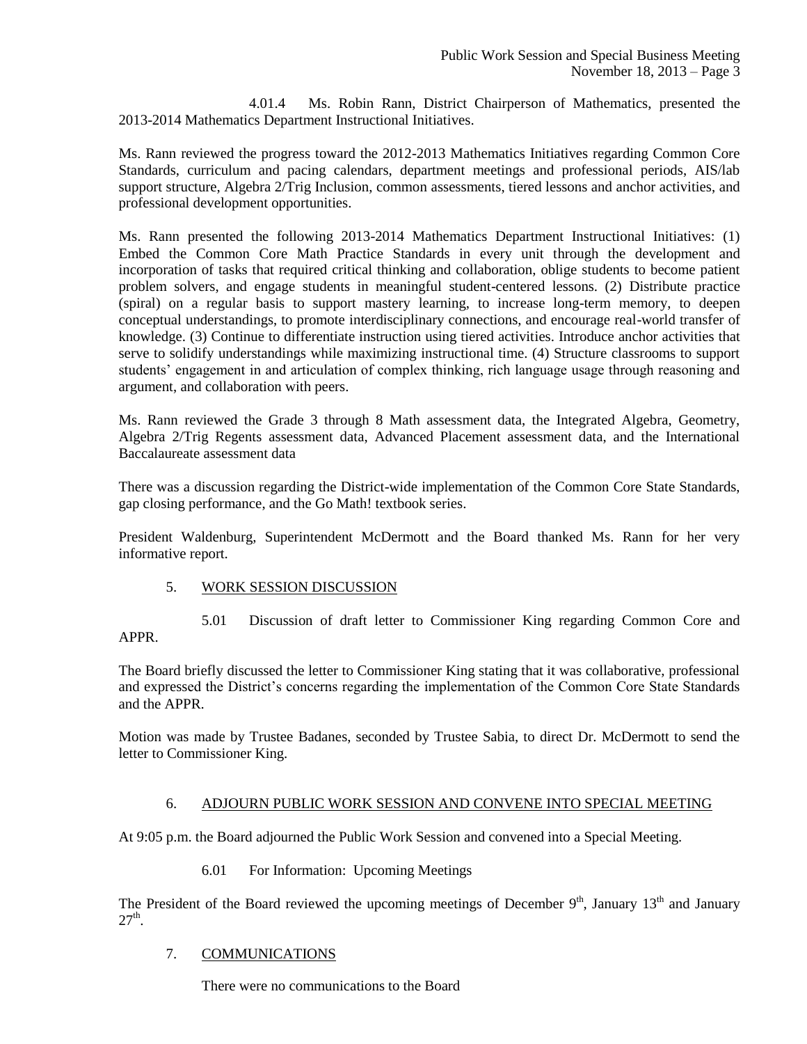4.01.4 Ms. Robin Rann, District Chairperson of Mathematics, presented the 2013-2014 Mathematics Department Instructional Initiatives.

Ms. Rann reviewed the progress toward the 2012-2013 Mathematics Initiatives regarding Common Core Standards, curriculum and pacing calendars, department meetings and professional periods, AIS/lab support structure, Algebra 2/Trig Inclusion, common assessments, tiered lessons and anchor activities, and professional development opportunities.

Ms. Rann presented the following 2013-2014 Mathematics Department Instructional Initiatives: (1) Embed the Common Core Math Practice Standards in every unit through the development and incorporation of tasks that required critical thinking and collaboration, oblige students to become patient problem solvers, and engage students in meaningful student-centered lessons. (2) Distribute practice (spiral) on a regular basis to support mastery learning, to increase long-term memory, to deepen conceptual understandings, to promote interdisciplinary connections, and encourage real-world transfer of knowledge. (3) Continue to differentiate instruction using tiered activities. Introduce anchor activities that serve to solidify understandings while maximizing instructional time. (4) Structure classrooms to support students' engagement in and articulation of complex thinking, rich language usage through reasoning and argument, and collaboration with peers.

Ms. Rann reviewed the Grade 3 through 8 Math assessment data, the Integrated Algebra, Geometry, Algebra 2/Trig Regents assessment data, Advanced Placement assessment data, and the International Baccalaureate assessment data

There was a discussion regarding the District-wide implementation of the Common Core State Standards, gap closing performance, and the Go Math! textbook series.

President Waldenburg, Superintendent McDermott and the Board thanked Ms. Rann for her very informative report.

## 5. WORK SESSION DISCUSSION

5.01 Discussion of draft letter to Commissioner King regarding Common Core and APPR.

The Board briefly discussed the letter to Commissioner King stating that it was collaborative, professional and expressed the District's concerns regarding the implementation of the Common Core State Standards and the APPR.

Motion was made by Trustee Badanes, seconded by Trustee Sabia, to direct Dr. McDermott to send the letter to Commissioner King.

## 6. ADJOURN PUBLIC WORK SESSION AND CONVENE INTO SPECIAL MEETING

At 9:05 p.m. the Board adjourned the Public Work Session and convened into a Special Meeting.

6.01 For Information: Upcoming Meetings

The President of the Board reviewed the upcoming meetings of December 9th, January 13th and January 27th.

## 7. COMMUNICATIONS

There were no communications to the Board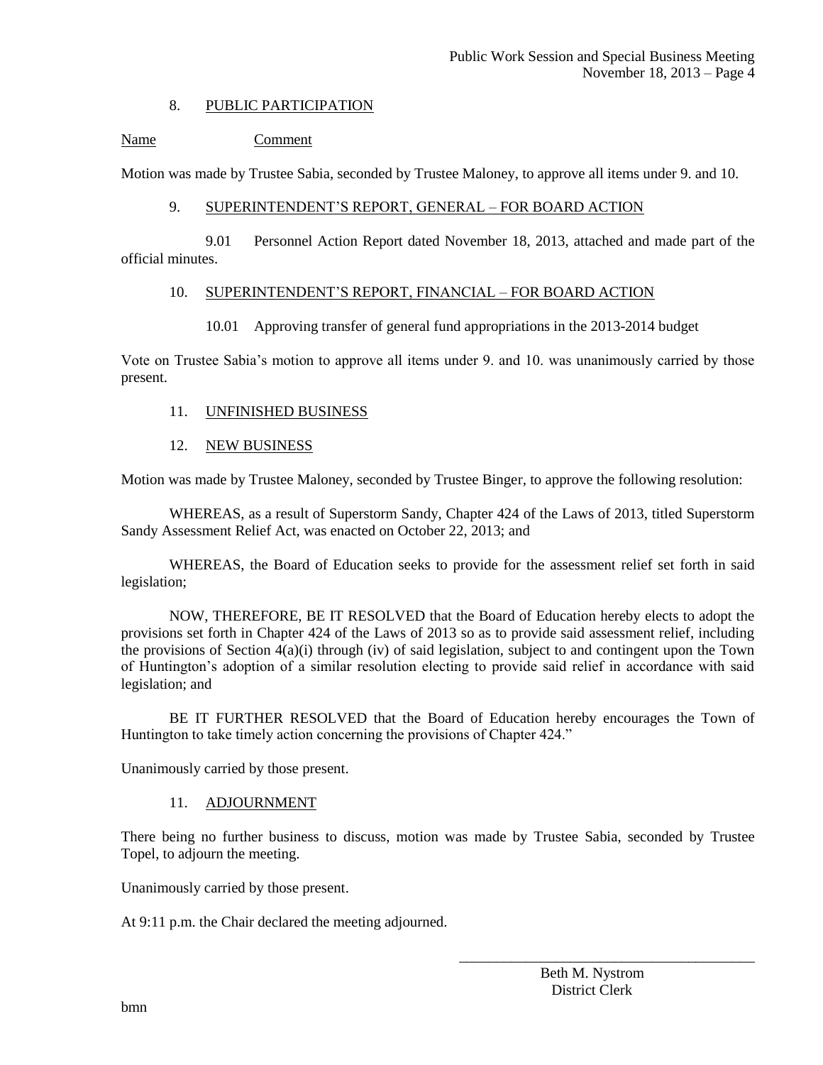8. PUBLIC PARTICIPATION

Name Comment

Motion was made by Trustee Sabia, seconded by Trustee Maloney, to approve all items under 9. and 10.

9. SUPERINTENDENT'S REPORT, GENERAL – FOR BOARD ACTION

9.01 Personnel Action Report dated November 18, 2013, attached and made part of the official minutes.

10. SUPERINTENDENT'S REPORT, FINANCIAL – FOR BOARD ACTION

10.01 Approving transfer of general fund appropriations in the 2013-2014 budget

Vote on Trustee Sabia's motion to approve all items under 9. and 10. was unanimously carried by those present.

11. UNFINISHED BUSINESS

12. NEW BUSINESS

Motion was made by Trustee Maloney, seconded by Trustee Binger, to approve the following resolution:

WHEREAS, as a result of Superstorm Sandy, Chapter 424 of the Laws of 2013, titled Superstorm Sandy Assessment Relief Act, was enacted on October 22, 2013; and

WHEREAS, the Board of Education seeks to provide for the assessment relief set forth in said legislation;

NOW, THEREFORE, BE IT RESOLVED that the Board of Education hereby elects to adopt the provisions set forth in Chapter 424 of the Laws of 2013 so as to provide said assessment relief, including the provisions of Section 4(a)(i) through (iv) of said legislation, subject to and contingent upon the Town of Huntington's adoption of a similar resolution electing to provide said relief in accordance with said legislation; and

BE IT FURTHER RESOLVED that the Board of Education hereby encourages the Town of Huntington to take timely action concerning the provisions of Chapter 424."

Unanimously carried by those present.

11. ADJOURNMENT

There being no further business to discuss, motion was made by Trustee Sabia, seconded by Trustee Topel, to adjourn the meeting.

Unanimously carried by those present.

At 9:11 p.m. the Chair declared the meeting adjourned.

\_\_\_\_\_\_\_\_\_\_\_\_\_\_\_\_\_\_\_\_\_\_\_\_\_\_\_\_\_\_\_\_\_\_\_\_\_\_\_\_

Beth M. Nystrom
District Clerk

bmn